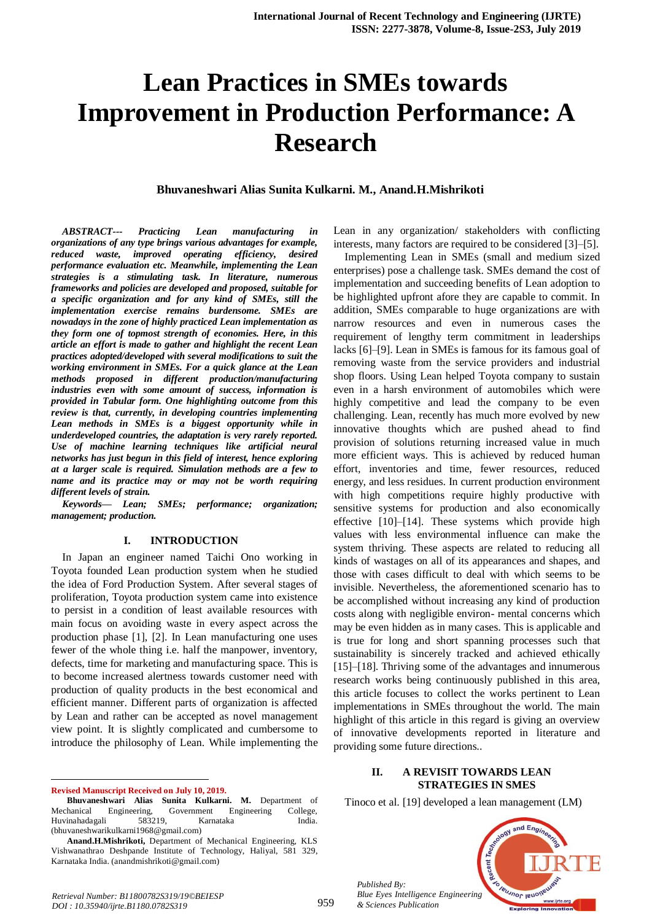# Lean Practices in SMEs towards Improvement in Production Performance: A Research

**Bhuvaneshwari Alias Sunita Kulkarni. M., Anand.H.Mishrikoti**

***ABSTRACT--- Practicing Lean manufacturing in organizations of any type brings various advantages for example, reduced waste, improved operating efficiency, desired performance evaluation etc. Meanwhile, implementing the Lean strategies is a stimulating task. In literature, numerous frameworks and policies are developed and proposed, suitable for a specific organization and for any kind of SMEs, still the implementation exercise remains burdensome. SMEs are nowadays in the zone of highly practiced Lean implementation as they form one of topmost strength of economies. Here, in this article an effort is made to gather and highlight the recent Lean practices adopted/developed with several modifications to suit the working environment in SMEs. For a quick glance at the Lean methods proposed in different production/manufacturing industries even with some amount of success, information is provided in Tabular form. One highlighting outcome from this review is that, currently, in developing countries implementing Lean methods in SMEs is a biggest opportunity while in underdeveloped countries, the adaptation is very rarely reported. Use of machine learning techniques like artificial neural networks has just begun in this field of interest, hence exploring at a larger scale is required. Simulation methods are a few to name and its practice may or may not be worth requiring different levels of strain.***

***Keywords— Lean; SMEs; performance; organization; management; production.***

## I. INTRODUCTION

In Japan an engineer named Taichi Ono working in Toyota founded Lean production system when he studied the idea of Ford Production System. After several stages of proliferation, Toyota production system came into existence to persist in a condition of least available resources with main focus on avoiding waste in every aspect across the production phase [1], [2]. In Lean manufacturing one uses fewer of the whole thing i.e. half the manpower, inventory, defects, time for marketing and manufacturing space. This is to become increased alertness towards customer need with production of quality products in the best economical and efficient manner. Different parts of organization is affected by Lean and rather can be accepted as novel management view point. It is slightly complicated and cumbersome to introduce the philosophy of Lean. While implementing the Lean in any organization/ stakeholders with conflicting interests, many factors are required to be considered [3]–[5].

Implementing Lean in SMEs (small and medium sized enterprises) pose a challenge task. SMEs demand the cost of implementation and succeeding benefits of Lean adoption to be highlighted upfront afore they are capable to commit. In addition, SMEs comparable to huge organizations are with narrow resources and even in numerous cases the requirement of lengthy term commitment in leaderships lacks [6]–[9]. Lean in SMEs is famous for its famous goal of removing waste from the service providers and industrial shop floors. Using Lean helped Toyota company to sustain even in a harsh environment of automobiles which were highly competitive and lead the company to be even challenging. Lean, recently has much more evolved by new innovative thoughts which are pushed ahead to find provision of solutions returning increased value in much more efficient ways. This is achieved by reduced human effort, inventories and time, fewer resources, reduced energy, and less residues. In current production environment with high competitions require highly productive with sensitive systems for production and also economically effective [10]–[14]. These systems which provide high values with less environmental influence can make the system thriving. These aspects are related to reducing all kinds of wastages on all of its appearances and shapes, and those with cases difficult to deal with which seems to be invisible. Nevertheless, the aforementioned scenario has to be accomplished without increasing any kind of production costs along with negligible environ- mental concerns which may be even hidden as in many cases. This is applicable and is true for long and short spanning processes such that sustainability is sincerely tracked and achieved ethically [15]–[18]. Thriving some of the advantages and innumerous research works being continuously published in this area, this article focuses to collect the works pertinent to Lean implementations in SMEs throughout the world. The main highlight of this article in this regard is giving an overview of innovative developments reported in literature and providing some future directions..

## II. A REVISIT TOWARDS LEAN STRATEGIES IN SMES

Tinoco et al. [19] developed a lean management (LM)

---

**Revised Manuscript Received on July 10, 2019.**

**Bhuvaneshwari Alias Sunita Kulkarni. M.** Department of Mechanical Engineering, Government Engineering College, Huvinahadagali 583219, Karnataka India. (bhuvaneshwarikulkarni1968@gmail.com)

**Anand.H.Mishrikoti,** Department of Mechanical Engineering, KLS Vishwanathrao Deshpande Institute of Technology, Haliyal, 581 329, Karnataka India. (anandmishrikoti@gmail.com)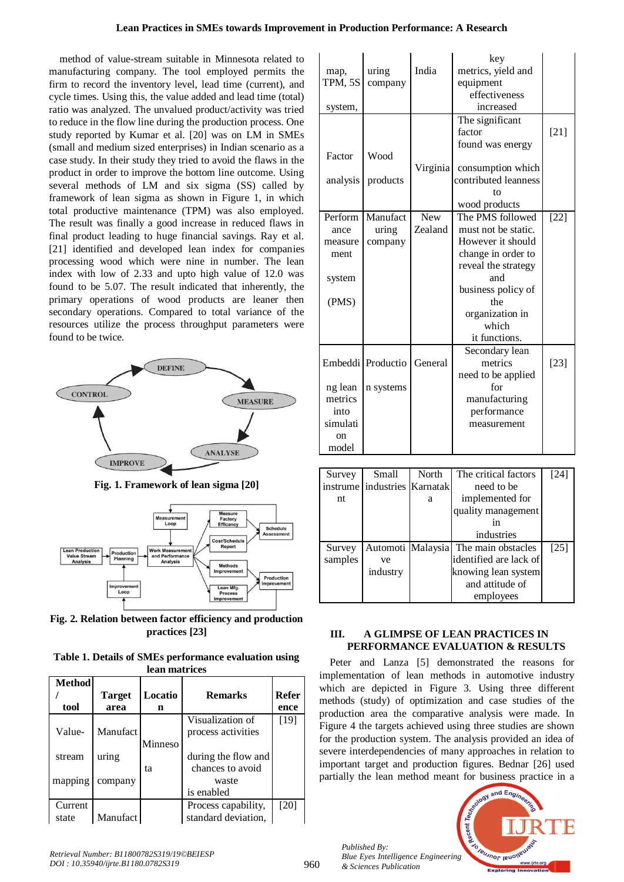method of value-stream suitable in Minnesota related to manufacturing company. The tool employed permits the firm to record the inventory level, lead time (current), and cycle times. Using this, the value added and lead time (total) ratio was analyzed. The unvalued product/activity was tried to reduce in the flow line during the production process. One study reported by Kumar et al. [20] was on LM in SMEs (small and medium sized enterprises) in Indian scenario as a case study. In their study they tried to avoid the flaws in the product in order to improve the bottom line outcome. Using several methods of LM and six sigma (SS) called by framework of lean sigma as shown in Figure 1, in which total productive maintenance (TPM) was also employed. The result was finally a good increase in reduced flaws in final product leading to huge financial savings. Ray et al. [21] identified and developed lean index for companies processing wood which were nine in number. The lean index with low of 2.33 and upto high value of 12.0 was found to be 5.07. The result indicated that inherently, the primary operations of wood products are leaner then secondary operations. Compared to total variance of the resources utilize the process throughput parameters were found to be twice.

**Fig. 1. Framework of lean sigma [20]**

**Fig. 2. Relation between factor efficiency and production practices [23]**

**Table 1. Details of SMEs performance evaluation using lean matrices**

| Method / tool | Target area | Location | Remarks | Reference |
|---|---|---|---|---|
| Value-stream mapping | Manufacturing company | Minnesota | Visualization of process activities during the flow and chances to avoid waste is enabled | [19] |
| Current state map, TPM, 5S system, | Manufacturing company | India | Process capability, standard deviation, key metrics, yield and equipment effectiveness increased | [20] |
| Factor analysis | Wood products | Virginia | The significant factor found was energy consumption which contributed leanness to wood products | [21] |
| Performance measurement system (PMS) | Manufacturing company | New Zealand | The PMS followed must not be static. However it should change in order to reveal the strategy and business policy of the organization in which it functions. | [22] |
| Embedding lean metrics into simulation model | Production systems | General | Secondary lean metrics need to be applied for manufacturing performance measurement | [23] |
| Survey instrument | Small industries | North Karnataka | The critical factors need to be implemented for quality management in industries | [24] |
| Survey samples | Automotive industry | Malaysia | The main obstacles identified are lack of knowing lean system and attitude of employees | [25] |

## III. A GLIMPSE OF LEAN PRACTICES IN PERFORMANCE EVALUATION & RESULTS

Peter and Lanza [5] demonstrated the reasons for implementation of lean methods in automotive industry which are depicted in Figure 3. Using three different methods (study) of optimization and case studies of the production area the comparative analysis were made. In Figure 4 the targets achieved using three studies are shown for the production system. The analysis provided an idea of severe interdependencies of many approaches in relation to important target and production figures. Bednar [26] used partially the lean method meant for business practice in a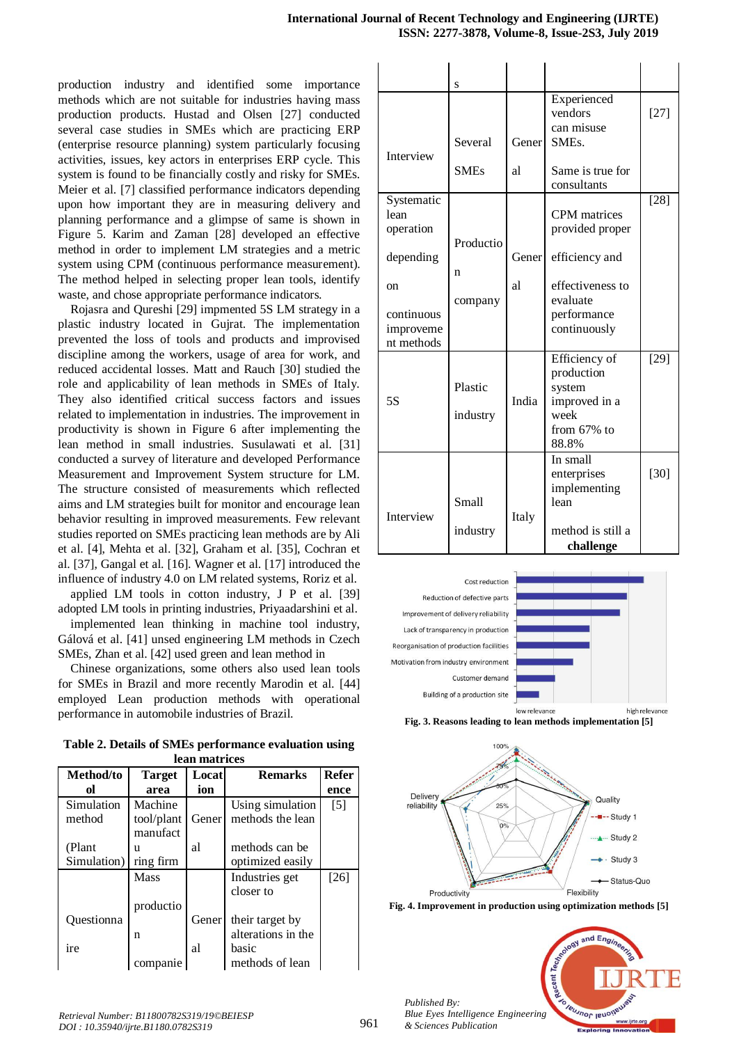production industry and identified some importance methods which are not suitable for industries having mass production products. Hustad and Olsen [27] conducted several case studies in SMEs which are practicing ERP (enterprise resource planning) system particularly focusing activities, issues, key actors in enterprises ERP cycle. This system is found to be financially costly and risky for SMEs. Meier et al. [7] classified performance indicators depending upon how important they are in measuring delivery and planning performance and a glimpse of same is shown in Figure 5. Karim and Zaman [28] developed an effective method in order to implement LM strategies and a metric system using CPM (continuous performance measurement). The method helped in selecting proper lean tools, identify waste, and chose appropriate performance indicators.

Rojasra and Qureshi [29] impmented 5S LM strategy in a plastic industry located in Gujrat. The implementation prevented the loss of tools and products and improvised discipline among the workers, usage of area for work, and reduced accidental losses. Matt and Rauch [30] studied the role and applicability of lean methods in SMEs of Italy. They also identified critical success factors and issues related to implementation in industries. The improvement in productivity is shown in Figure 6 after implementing the lean method in small industries. Susulawati et al. [31] conducted a survey of literature and developed Performance Measurement and Improvement System structure for LM. The structure consisted of measurements which reflected aims and LM strategies built for monitor and encourage lean behavior resulting in improved measurements. Few relevant studies reported on SMEs practicing lean methods are by Ali et al. [4], Mehta et al. [32], Graham et al. [35], Cochran et al. [37], Gangal et al. [16]. Wagner et al. [17] introduced the influence of industry 4.0 on LM related systems, Roriz et al. applied LM tools in cotton industry, J P et al. [39] adopted LM tools in printing industries, Priyaadarshini et al. implemented lean thinking in machine tool industry, Gálová et al. [41] unsed engineering LM methods in Czech SMEs, Zhan et al. [42] used green and lean method in Chinese organizations, some others also used lean tools for SMEs in Brazil and more recently Marodin et al. [44] employed Lean production methods with operational performance in automobile industries of Brazil.

**Table 2. Details of SMEs performance evaluation using lean matrices**

| Method/tool | Target area | Location | Remarks | Reference |
|---|---|---|---|---|
| Simulation method (Plant Simulation) | Machine tool/plant manufacturing firm | General | Using simulation methods the lean methods can be optimized easily | [5] |
| Questionnaire | Mass production companies | General | Industries get closer to their target by alterations in the basic methods of lean | [26] |
| Interview | Several SMEs | General | Experienced vendors can misuse SMEs. Same is true for consultants | [27] |
| Systematic lean operation depending on continuous improvement methods | Production company | General | CPM matrices provided proper efficiency and effectiveness to evaluate performance continuously | [28] |
| 5S | Plastic industry | India | Efficiency of production system improved in a week from 67% to 88.8% | [29] |
| Interview | Small industry | Italy | In small enterprises implementing lean method is still a **challenge** | [30] |

**Fig. 3. Reasons leading to lean methods implementation [5]**

**Fig. 4. Improvement in production using optimization methods [5]**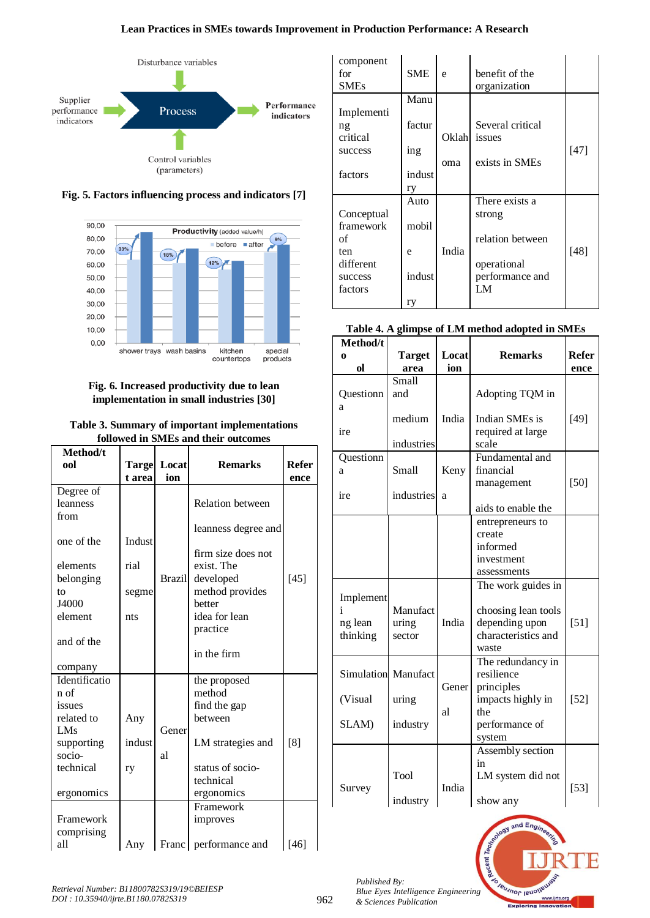Fig. 5. Factors influencing process and indicators [7]

Fig. 6. Increased productivity due to lean implementation in small industries [30]

**Table 3. Summary of important implementations followed in SMEs and their outcomes**

| Method/tool | Target area | Location | Remarks | Reference |
|---|---|---|---|---|
| Degree of leanness from one of the elements belonging to J4000 element and of the company | Industrial segments | Brazil | Relation between leanness degree and firm size does not exist. The developed method provides better idea for lean practice in the firm | [45] |
| Identification of issues related to LMs supporting socio-technical ergonomics | Any industry | General | the proposed method find the gap between LM strategies and status of socio-technical ergonomics | [8] |
| Framework comprising all component for SMEs | Any SME | France | Framework improves performance and benefit of the organization | [46] |
| Implementing critical success factors | Manufacturing industry | Oklahoma | Several critical issues exists in SMEs | [47] |
| Conceptual framework of ten different success factors | Automobile industry | India | There exists a strong relation between operational performance and LM | [48] |

**Table 4. A glimpse of LM method adopted in SMEs**

| Method/tool | Target area | Location | Remarks | Reference |
|---|---|---|---|---|
| Questionnaire | Small and medium industries | India | Adopting TQM in Indian SMEs is required at large scale | [49] |
| Questionnaire | Small industries | Kenya | Fundamental and financial management aids to enable the entrepreneurs to create informed investment assessments | [50] |
| Implementing lean thinking | Manufacturing sector | India | The work guides in choosing lean tools depending upon characteristics and waste | [51] |
| Simulation (Visual SLAM) | Manufacturing industry | General | The redundancy in resilience principles impacts highly in the performance of system | [52] |
| Survey | Tool industry | India | Assembly section in LM system did not show any | [53] |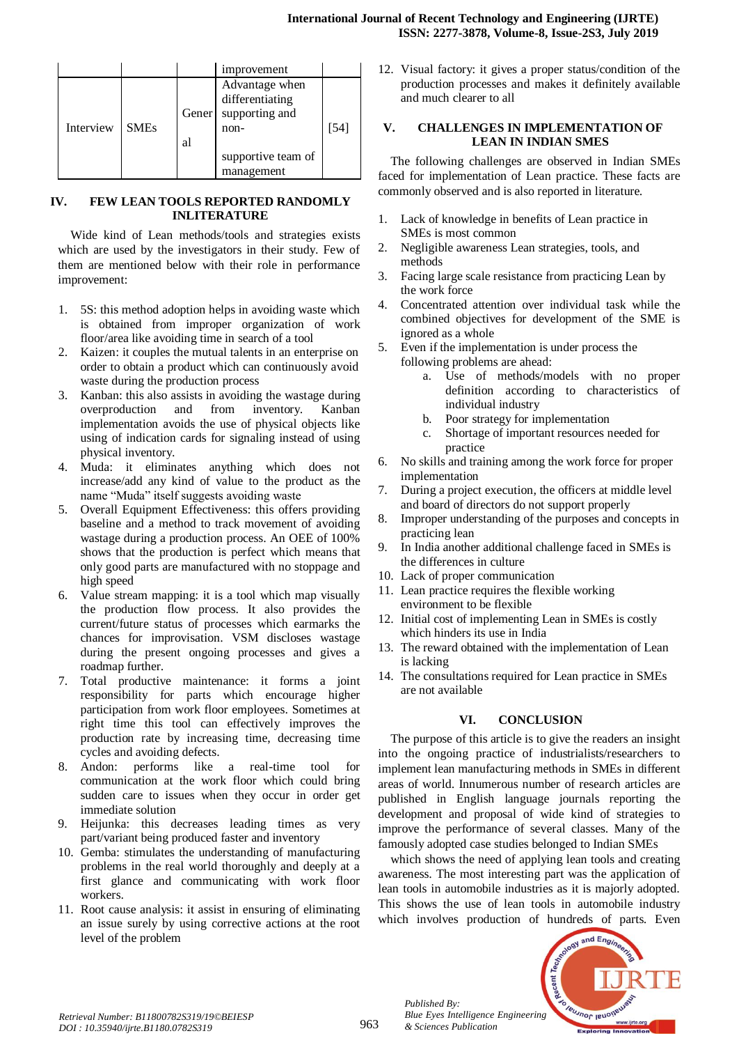|  |  |  | improvement |  |
|---|---|---|---|---|
| Interview | SMEs | General | Advantage when differentiating supporting and non-supportive team of management | [54] |

## IV. FEW LEAN TOOLS REPORTED RANDOMLY INLITERATURE

Wide kind of Lean methods/tools and strategies exists which are used by the investigators in their study. Few of them are mentioned below with their role in performance improvement:

1. 5S: this method adoption helps in avoiding waste which is obtained from improper organization of work floor/area like avoiding time in search of a tool
2. Kaizen: it couples the mutual talents in an enterprise on order to obtain a product which can continuously avoid waste during the production process
3. Kanban: this also assists in avoiding the wastage during overproduction and from inventory. Kanban implementation avoids the use of physical objects like using of indication cards for signaling instead of using physical inventory.
4. Muda: it eliminates anything which does not increase/add any kind of value to the product as the name "Muda" itself suggests avoiding waste
5. Overall Equipment Effectiveness: this offers providing baseline and a method to track movement of avoiding wastage during a production process. An OEE of 100% shows that the production is perfect which means that only good parts are manufactured with no stoppage and high speed
6. Value stream mapping: it is a tool which map visually the production flow process. It also provides the current/future status of processes which earmarks the chances for improvisation. VSM discloses wastage during the present ongoing processes and gives a roadmap further.
7. Total productive maintenance: it forms a joint responsibility for parts which encourage higher participation from work floor employees. Sometimes at right time this tool can effectively improves the production rate by increasing time, decreasing time cycles and avoiding defects.
8. Andon: performs like a real-time tool for communication at the work floor which could bring sudden care to issues when they occur in order get immediate solution
9. Heijunka: this decreases leading times as very part/variant being produced faster and inventory
10. Gemba: stimulates the understanding of manufacturing problems in the real world thoroughly and deeply at a first glance and communicating with work floor workers.
11. Root cause analysis: it assist in ensuring of eliminating an issue surely by using corrective actions at the root level of the problem
12. Visual factory: it gives a proper status/condition of the production processes and makes it definitely available and much clearer to all

## V. CHALLENGES IN IMPLEMENTATION OF LEAN IN INDIAN SMES

The following challenges are observed in Indian SMEs faced for implementation of Lean practice. These facts are commonly observed and is also reported in literature.

1. Lack of knowledge in benefits of Lean practice in SMEs is most common
2. Negligible awareness Lean strategies, tools, and methods
3. Facing large scale resistance from practicing Lean by the work force
4. Concentrated attention over individual task while the combined objectives for development of the SME is ignored as a whole
5. Even if the implementation is under process the following problems are ahead:
    a. Use of methods/models with no proper definition according to characteristics of individual industry
    b. Poor strategy for implementation
    c. Shortage of important resources needed for practice
6. No skills and training among the work force for proper implementation
7. During a project execution, the officers at middle level and board of directors do not support properly
8. Improper understanding of the purposes and concepts in practicing lean
9. In India another additional challenge faced in SMEs is the differences in culture
10. Lack of proper communication
11. Lean practice requires the flexible working environment to be flexible
12. Initial cost of implementing Lean in SMEs is costly which hinders its use in India
13. The reward obtained with the implementation of Lean is lacking
14. The consultations required for Lean practice in SMEs are not available

## VI. CONCLUSION

The purpose of this article is to give the readers an insight into the ongoing practice of industrialists/researchers to implement lean manufacturing methods in SMEs in different areas of world. Innumerous number of research articles are published in English language journals reporting the development and proposal of wide kind of strategies to improve the performance of several classes. Many of the famously adopted case studies belonged to Indian SMEs

which shows the need of applying lean tools and creating awareness. The most interesting part was the application of lean tools in automobile industries as it is majorly adopted. This shows the use of lean tools in automobile industry which involves production of hundreds of parts. Even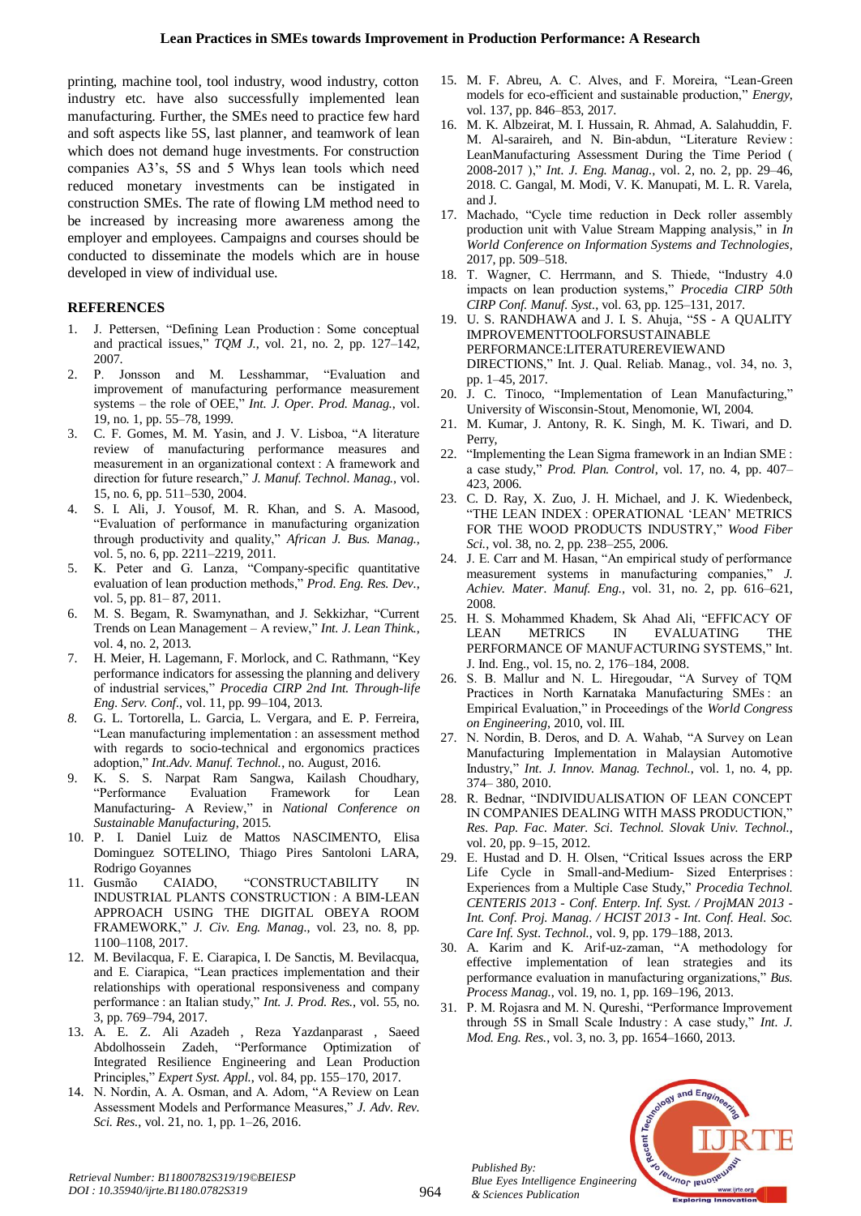printing, machine tool, tool industry, wood industry, cotton industry etc. have also successfully implemented lean manufacturing. Further, the SMEs need to practice few hard and soft aspects like 5S, last planner, and teamwork of lean which does not demand huge investments. For construction companies A3's, 5S and 5 Whys lean tools which need reduced monetary investments can be instigated in construction SMEs. The rate of flowing LM method need to be increased by increasing more awareness among the employer and employees. Campaigns and courses should be conducted to disseminate the models which are in house developed in view of individual use.

## REFERENCES

1. J. Pettersen, "Defining Lean Production : Some conceptual and practical issues," *TQM J.*, vol. 21, no. 2, pp. 127–142, 2007.
2. P. Jonsson and M. Lesshammar, "Evaluation and improvement of manufacturing performance measurement systems – the role of OEE," *Int. J. Oper. Prod. Manag.*, vol. 19, no. 1, pp. 55–78, 1999.
3. C. F. Gomes, M. M. Yasin, and J. V. Lisboa, "A literature review of manufacturing performance measures and measurement in an organizational context : A framework and direction for future research," *J. Manuf. Technol. Manag.*, vol. 15, no. 6, pp. 511–530, 2004.
4. S. I. Ali, J. Yousof, M. R. Khan, and S. A. Masood, "Evaluation of performance in manufacturing organization through productivity and quality," *African J. Bus. Manag.*, vol. 5, no. 6, pp. 2211–2219, 2011.
5. K. Peter and G. Lanza, "Company-specific quantitative evaluation of lean production methods," *Prod. Eng. Res. Dev.*, vol. 5, pp. 81– 87, 2011.
6. M. S. Begam, R. Swamynathan, and J. Sekkizhar, "Current Trends on Lean Management – A review," *Int. J. Lean Think.*, vol. 4, no. 2, 2013.
7. H. Meier, H. Lagemann, F. Morlock, and C. Rathmann, "Key performance indicators for assessing the planning and delivery of industrial services," *Procedia CIRP 2nd Int. Through-life Eng. Serv. Conf.*, vol. 11, pp. 99–104, 2013.
8. G. L. Tortorella, L. Garcia, L. Vergara, and E. P. Ferreira, "Lean manufacturing implementation : an assessment method with regards to socio-technical and ergonomics practices adoption," *Int.Adv. Manuf. Technol.*, no. August, 2016.
9. K. S. S. Narpat Ram Sangwa, Kailash Choudhary, "Performance Evaluation Framework for Lean Manufacturing- A Review," in *National Conference on Sustainable Manufacturing*, 2015.
10. P. I. Daniel Luiz de Mattos NASCIMENTO, Elisa Dominguez SOTELINO, Thiago Pires Santoloni LARA, Rodrigo Goyannes
11. Gusmão CAIADO, "CONSTRUCTABILITY IN INDUSTRIAL PLANTS CONSTRUCTION : A BIM-LEAN APPROACH USING THE DIGITAL OBEYA ROOM FRAMEWORK," *J. Civ. Eng. Manag.*, vol. 23, no. 8, pp. 1100–1108, 2017.
12. M. Bevilacqua, F. E. Ciarapica, I. De Sanctis, M. Bevilacqua, and E. Ciarapica, "Lean practices implementation and their relationships with operational responsiveness and company performance : an Italian study," *Int. J. Prod. Res.*, vol. 55, no. 3, pp. 769–794, 2017.
13. A. E. Z. Ali Azadeh , Reza Yazdanparast , Saeed Abdolhossein Zadeh, "Performance Optimization of Integrated Resilience Engineering and Lean Production Principles," *Expert Syst. Appl.*, vol. 84, pp. 155–170, 2017.
14. N. Nordin, A. A. Osman, and A. Adom, "A Review on Lean Assessment Models and Performance Measures," *J. Adv. Rev. Sci. Res.*, vol. 21, no. 1, pp. 1–26, 2016.
15. M. F. Abreu, A. C. Alves, and F. Moreira, "Lean-Green models for eco-efficient and sustainable production," *Energy*, vol. 137, pp. 846–853, 2017.
16. M. K. Albzeirat, M. I. Hussain, R. Ahmad, A. Salahuddin, F. M. Al-saraireh, and N. Bin-abdun, "Literature Review : LeanManufacturing Assessment During the Time Period ( 2008-2017 )," *Int. J. Eng. Manag.*, vol. 2, no. 2, pp. 29–46, 2018. C. Gangal, M. Modi, V. K. Manupati, M. L. R. Varela, and J.
17. Machado, "Cycle time reduction in Deck roller assembly production unit with Value Stream Mapping analysis," in *In World Conference on Information Systems and Technologies*, 2017, pp. 509–518.
18. T. Wagner, C. Herrmann, and S. Thiede, "Industry 4.0 impacts on lean production systems," *Procedia CIRP 50th CIRP Conf. Manuf. Syst.*, vol. 63, pp. 125–131, 2017.
19. U. S. RANDHAWA and J. I. S. Ahuja, "5S - A QUALITY IMPROVEMENTTOOLFORSUSTAINABLE PERFORMANCE:LITERATUREREVIEWAND DIRECTIONS," Int. J. Qual. Reliab. Manag., vol. 34, no. 3, pp. 1–45, 2017.
20. J. C. Tinoco, "Implementation of Lean Manufacturing," University of Wisconsin-Stout, Menomonie, WI, 2004.
21. M. Kumar, J. Antony, R. K. Singh, M. K. Tiwari, and D. Perry,
22. "Implementing the Lean Sigma framework in an Indian SME : a case study," *Prod. Plan. Control*, vol. 17, no. 4, pp. 407–423, 2006.
23. C. D. Ray, X. Zuo, J. H. Michael, and J. K. Wiedenbeck, "THE LEAN INDEX : OPERATIONAL 'LEAN' METRICS FOR THE WOOD PRODUCTS INDUSTRY," *Wood Fiber Sci.*, vol. 38, no. 2, pp. 238–255, 2006.
24. J. E. Carr and M. Hasan, "An empirical study of performance measurement systems in manufacturing companies," *J. Achiev. Mater. Manuf. Eng.*, vol. 31, no. 2, pp. 616–621, 2008.
25. H. S. Mohammed Khadem, Sk Ahad Ali, "EFFICACY OF LEAN METRICS IN EVALUATING THE PERFORMANCE OF MANUFACTURING SYSTEMS," Int. J. Ind. Eng., vol. 15, no. 2, 176–184, 2008.
26. S. B. Mallur and N. L. Hiregoudar, "A Survey of TQM Practices in North Karnataka Manufacturing SMEs : an Empirical Evaluation," in Proceedings of the *World Congress on Engineering*, 2010, vol. III.
27. N. Nordin, B. Deros, and D. A. Wahab, "A Survey on Lean Manufacturing Implementation in Malaysian Automotive Industry," *Int. J. Innov. Manag. Technol.*, vol. 1, no. 4, pp. 374– 380, 2010.
28. R. Bednar, "INDIVIDUALISATION OF LEAN CONCEPT IN COMPANIES DEALING WITH MASS PRODUCTION," *Res. Pap. Fac. Mater. Sci. Technol. Slovak Univ. Technol.*, vol. 20, pp. 9–15, 2012.
29. E. Hustad and D. H. Olsen, "Critical Issues across the ERP Life Cycle in Small-and-Medium- Sized Enterprises : Experiences from a Multiple Case Study," *Procedia Technol. CENTERIS 2013 - Conf. Enterp. Inf. Syst. / ProjMAN 2013 - Int. Conf. Proj. Manag. / HCIST 2013 - Int. Conf. Heal. Soc. Care Inf. Syst. Technol.*, vol. 9, pp. 179–188, 2013.
30. A. Karim and K. Arif-uz-zaman, "A methodology for effective implementation of lean strategies and its performance evaluation in manufacturing organizations," *Bus. Process Manag.*, vol. 19, no. 1, pp. 169–196, 2013.
31. P. M. Rojasra and M. N. Qureshi, "Performance Improvement through 5S in Small Scale Industry : A case study," *Int. J. Mod. Eng. Res.*, vol. 3, no. 3, pp. 1654–1660, 2013.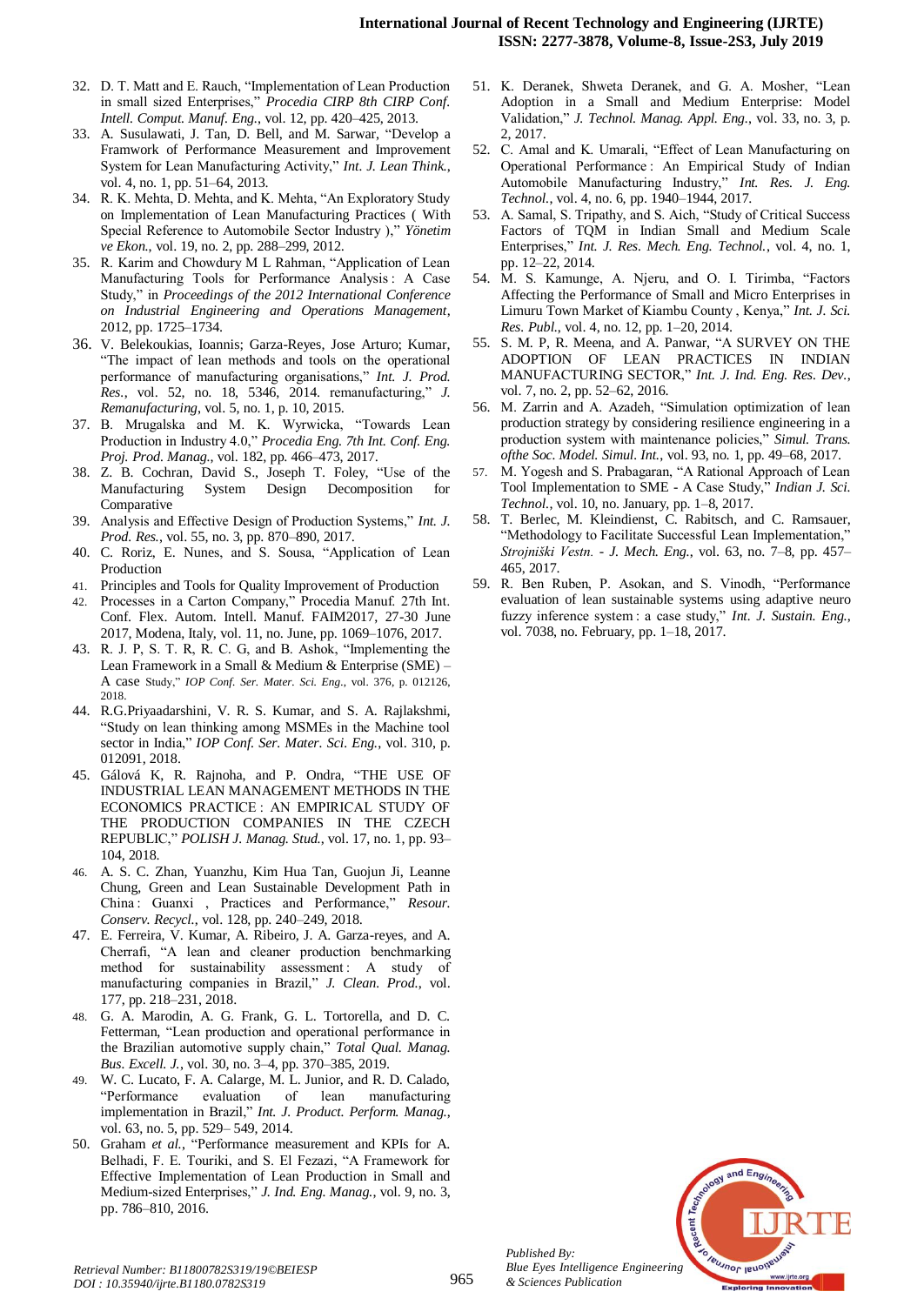32. D. T. Matt and E. Rauch, "Implementation of Lean Production in small sized Enterprises," *Procedia CIRP 8th CIRP Conf. Intell. Comput. Manuf. Eng.*, vol. 12, pp. 420–425, 2013.
33. A. Susulawati, J. Tan, D. Bell, and M. Sarwar, "Develop a Framwork of Performance Measurement and Improvement System for Lean Manufacturing Activity," *Int. J. Lean Think.*, vol. 4, no. 1, pp. 51–64, 2013.
34. R. K. Mehta, D. Mehta, and K. Mehta, "An Exploratory Study on Implementation of Lean Manufacturing Practices ( With Special Reference to Automobile Sector Industry )," *Yönetim ve Ekon.*, vol. 19, no. 2, pp. 288–299, 2012.
35. R. Karim and Chowdury M L Rahman, "Application of Lean Manufacturing Tools for Performance Analysis : A Case Study," in *Proceedings of the 2012 International Conference on Industrial Engineering and Operations Management*, 2012, pp. 1725–1734.
36. V. Belekoukias, Ioannis; Garza-Reyes, Jose Arturo; Kumar, "The impact of lean methods and tools on the operational performance of manufacturing organisations," *Int. J. Prod. Res.*, vol. 52, no. 18, 5346, 2014. remanufacturing," *J. Remanufacturing*, vol. 5, no. 1, p. 10, 2015.
37. B. Mrugalska and M. K. Wyrwicka, "Towards Lean Production in Industry 4.0," *Procedia Eng. 7th Int. Conf. Eng. Proj. Prod. Manag.*, vol. 182, pp. 466–473, 2017.
38. Z. B. Cochran, David S., Joseph T. Foley, "Use of the Manufacturing System Design Decomposition for Comparative
39. Analysis and Effective Design of Production Systems," *Int. J. Prod. Res.*, vol. 55, no. 3, pp. 870–890, 2017.
40. C. Roriz, E. Nunes, and S. Sousa, "Application of Lean Production
41. Principles and Tools for Quality Improvement of Production
42. Processes in a Carton Company," Procedia Manuf. 27th Int. Conf. Flex. Autom. Intell. Manuf. FAIM2017, 27-30 June 2017, Modena, Italy, vol. 11, no. June, pp. 1069–1076, 2017.
43. R. J. P, S. T. R, R. C. G, and B. Ashok, "Implementing the Lean Framework in a Small & Medium & Enterprise (SME) – A case Study," *IOP Conf. Ser. Mater. Sci. Eng.*, vol. 376, p. 012126, 2018.
44. R.G.Priyaadarshini, V. R. S. Kumar, and S. A. Rajlakshmi, "Study on lean thinking among MSMEs in the Machine tool sector in India," *IOP Conf. Ser. Mater. Sci. Eng.*, vol. 310, p. 012091, 2018.
45. Gálová K, R. Rajnoha, and P. Ondra, "THE USE OF INDUSTRIAL LEAN MANAGEMENT METHODS IN THE ECONOMICS PRACTICE : AN EMPIRICAL STUDY OF THE PRODUCTION COMPANIES IN THE CZECH REPUBLIC," *POLISH J. Manag. Stud.*, vol. 17, no. 1, pp. 93–104, 2018.
46. A. S. C. Zhan, Yuanzhu, Kim Hua Tan, Guojun Ji, Leanne Chung, Green and Lean Sustainable Development Path in China : Guanxi , Practices and Performance," *Resour. Conserv. Recycl.*, vol. 128, pp. 240–249, 2018.
47. E. Ferreira, V. Kumar, A. Ribeiro, J. A. Garza-reyes, and A. Cherrafi, "A lean and cleaner production benchmarking method for sustainability assessment : A study of manufacturing companies in Brazil," *J. Clean. Prod.*, vol. 177, pp. 218–231, 2018.
48. G. A. Marodin, A. G. Frank, G. L. Tortorella, and D. C. Fetterman, "Lean production and operational performance in the Brazilian automotive supply chain," *Total Qual. Manag. Bus. Excell. J.*, vol. 30, no. 3–4, pp. 370–385, 2019.
49. W. C. Lucato, F. A. Calarge, M. L. Junior, and R. D. Calado, "Performance evaluation of lean manufacturing implementation in Brazil," *Int. J. Product. Perform. Manag.*, vol. 63, no. 5, pp. 529– 549, 2014.
50. Graham *et al.*, "Performance measurement and KPIs for A. Belhadi, F. E. Touriki, and S. El Fezazi, "A Framework for Effective Implementation of Lean Production in Small and Medium-sized Enterprises," *J. Ind. Eng. Manag.*, vol. 9, no. 3, pp. 786–810, 2016.
51. K. Deranek, Shweta Deranek, and G. A. Mosher, "Lean Adoption in a Small and Medium Enterprise: Model Validation," *J. Technol. Manag. Appl. Eng.*, vol. 33, no. 3, p. 2, 2017.
52. C. Amal and K. Umarali, "Effect of Lean Manufacturing on Operational Performance : An Empirical Study of Indian Automobile Manufacturing Industry," *Int. Res. J. Eng. Technol.*, vol. 4, no. 6, pp. 1940–1944, 2017.
53. A. Samal, S. Tripathy, and S. Aich, "Study of Critical Success Factors of TQM in Indian Small and Medium Scale Enterprises," *Int. J. Res. Mech. Eng. Technol.*, vol. 4, no. 1, pp. 12–22, 2014.
54. M. S. Kamunge, A. Njeru, and O. I. Tirimba, "Factors Affecting the Performance of Small and Micro Enterprises in Limuru Town Market of Kiambu County , Kenya," *Int. J. Sci. Res. Publ.*, vol. 4, no. 12, pp. 1–20, 2014.
55. S. M. P, R. Meena, and A. Panwar, "A SURVEY ON THE ADOPTION OF LEAN PRACTICES IN INDIAN MANUFACTURING SECTOR," *Int. J. Ind. Eng. Res. Dev.*, vol. 7, no. 2, pp. 52–62, 2016.
56. M. Zarrin and A. Azadeh, "Simulation optimization of lean production strategy by considering resilience engineering in a production system with maintenance policies," *Simul. Trans. ofthe Soc. Model. Simul. Int.*, vol. 93, no. 1, pp. 49–68, 2017.
57. M. Yogesh and S. Prabagaran, "A Rational Approach of Lean Tool Implementation to SME - A Case Study," *Indian J. Sci. Technol.*, vol. 10, no. January, pp. 1–8, 2017.
58. T. Berlec, M. Kleindienst, C. Rabitsch, and C. Ramsauer, "Methodology to Facilitate Successful Lean Implementation," *Strojniški Vestn. - J. Mech. Eng.*, vol. 63, no. 7–8, pp. 457–465, 2017.
59. R. Ben Ruben, P. Asokan, and S. Vinodh, "Performance evaluation of lean sustainable systems using adaptive neuro fuzzy inference system : a case study," *Int. J. Sustain. Eng.*, vol. 7038, no. February, pp. 1–18, 2017.